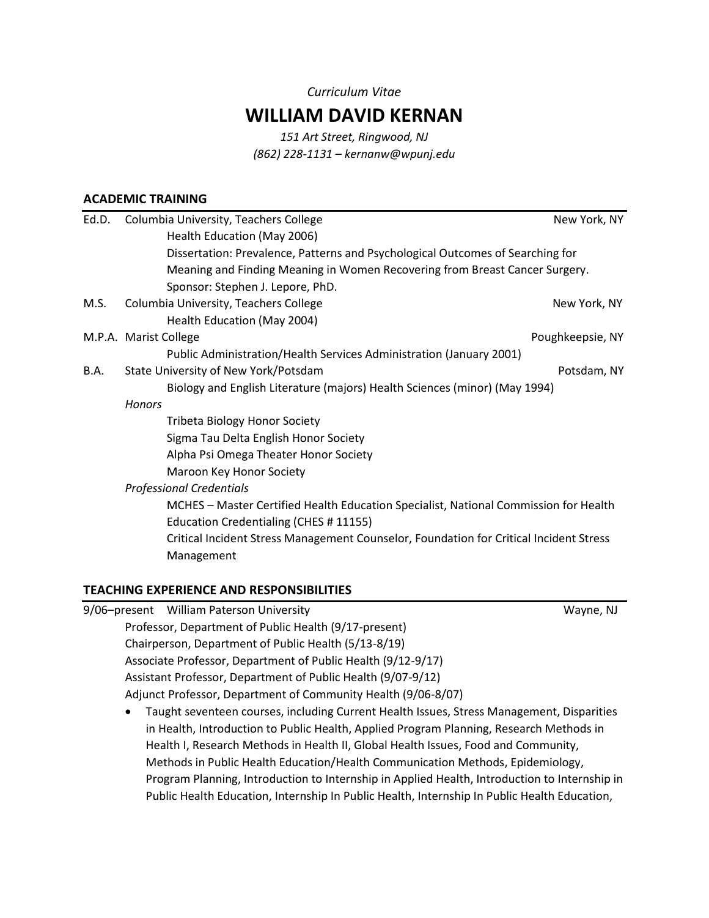*Curriculum Vitae*

# WILLIAM DAVID KERNAN

*151 Art Street, Ringwood, NJ*
*(862) 228-1131 – kernanw@wpunj.edu*

## ACADEMIC TRAINING

**Ed.D.** Columbia University, Teachers College — New York, NY
Health Education (May 2006)
Dissertation: Prevalence, Patterns and Psychological Outcomes of Searching for Meaning and Finding Meaning in Women Recovering from Breast Cancer Surgery.
Sponsor: Stephen J. Lepore, PhD.

**M.S.** Columbia University, Teachers College — New York, NY
Health Education (May 2004)

**M.P.A.** Marist College — Poughkeepsie, NY
Public Administration/Health Services Administration (January 2001)

**B.A.** State University of New York/Potsdam — Potsdam, NY
Biology and English Literature (majors) Health Sciences (minor) (May 1994)

*Honors*

- Tribeta Biology Honor Society
- Sigma Tau Delta English Honor Society
- Alpha Psi Omega Theater Honor Society
- Maroon Key Honor Society

*Professional Credentials*

- MCHES – Master Certified Health Education Specialist, National Commission for Health Education Credentialing (CHES # 11155)
- Critical Incident Stress Management Counselor, Foundation for Critical Incident Stress Management

## TEACHING EXPERIENCE AND RESPONSIBILITIES

**9/06–present** William Paterson University — Wayne, NJ

Professor, Department of Public Health (9/17-present)
Chairperson, Department of Public Health (5/13-8/19)
Associate Professor, Department of Public Health (9/12-9/17)
Assistant Professor, Department of Public Health (9/07-9/12)
Adjunct Professor, Department of Community Health (9/06-8/07)

- Taught seventeen courses, including Current Health Issues, Stress Management, Disparities in Health, Introduction to Public Health, Applied Program Planning, Research Methods in Health I, Research Methods in Health II, Global Health Issues, Food and Community, Methods in Public Health Education/Health Communication Methods, Epidemiology, Program Planning, Introduction to Internship in Applied Health, Introduction to Internship in Public Health Education, Internship In Public Health, Internship In Public Health Education,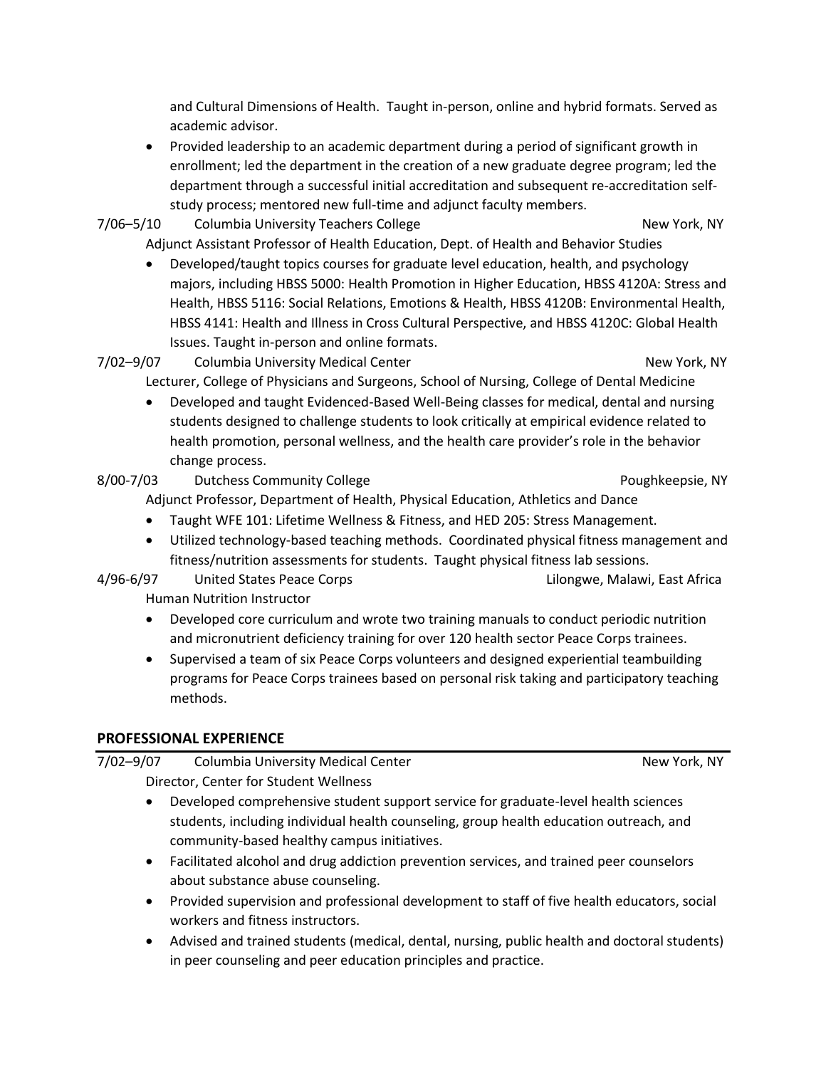and Cultural Dimensions of Health. Taught in-person, online and hybrid formats. Served as academic advisor.

- Provided leadership to an academic department during a period of significant growth in enrollment; led the department in the creation of a new graduate degree program; led the department through a successful initial accreditation and subsequent re-accreditation self-study process; mentored new full-time and adjunct faculty members.

7/06–5/10 Columbia University Teachers College — New York, NY

Adjunct Assistant Professor of Health Education, Dept. of Health and Behavior Studies

- Developed/taught topics courses for graduate level education, health, and psychology majors, including HBSS 5000: Health Promotion in Higher Education, HBSS 4120A: Stress and Health, HBSS 5116: Social Relations, Emotions & Health, HBSS 4120B: Environmental Health, HBSS 4141: Health and Illness in Cross Cultural Perspective, and HBSS 4120C: Global Health Issues. Taught in-person and online formats.

7/02–9/07 Columbia University Medical Center — New York, NY

Lecturer, College of Physicians and Surgeons, School of Nursing, College of Dental Medicine

- Developed and taught Evidenced-Based Well-Being classes for medical, dental and nursing students designed to challenge students to look critically at empirical evidence related to health promotion, personal wellness, and the health care provider's role in the behavior change process.

8/00-7/03 Dutchess Community College — Poughkeepsie, NY

Adjunct Professor, Department of Health, Physical Education, Athletics and Dance

- Taught WFE 101: Lifetime Wellness & Fitness, and HED 205: Stress Management.
- Utilized technology-based teaching methods. Coordinated physical fitness management and fitness/nutrition assessments for students. Taught physical fitness lab sessions.

4/96-6/97 United States Peace Corps — Lilongwe, Malawi, East Africa

Human Nutrition Instructor

- Developed core curriculum and wrote two training manuals to conduct periodic nutrition and micronutrient deficiency training for over 120 health sector Peace Corps trainees.
- Supervised a team of six Peace Corps volunteers and designed experiential teambuilding programs for Peace Corps trainees based on personal risk taking and participatory teaching methods.

## PROFESSIONAL EXPERIENCE

7/02–9/07 Columbia University Medical Center — New York, NY

Director, Center for Student Wellness

- Developed comprehensive student support service for graduate-level health sciences students, including individual health counseling, group health education outreach, and community-based healthy campus initiatives.
- Facilitated alcohol and drug addiction prevention services, and trained peer counselors about substance abuse counseling.
- Provided supervision and professional development to staff of five health educators, social workers and fitness instructors.
- Advised and trained students (medical, dental, nursing, public health and doctoral students) in peer counseling and peer education principles and practice.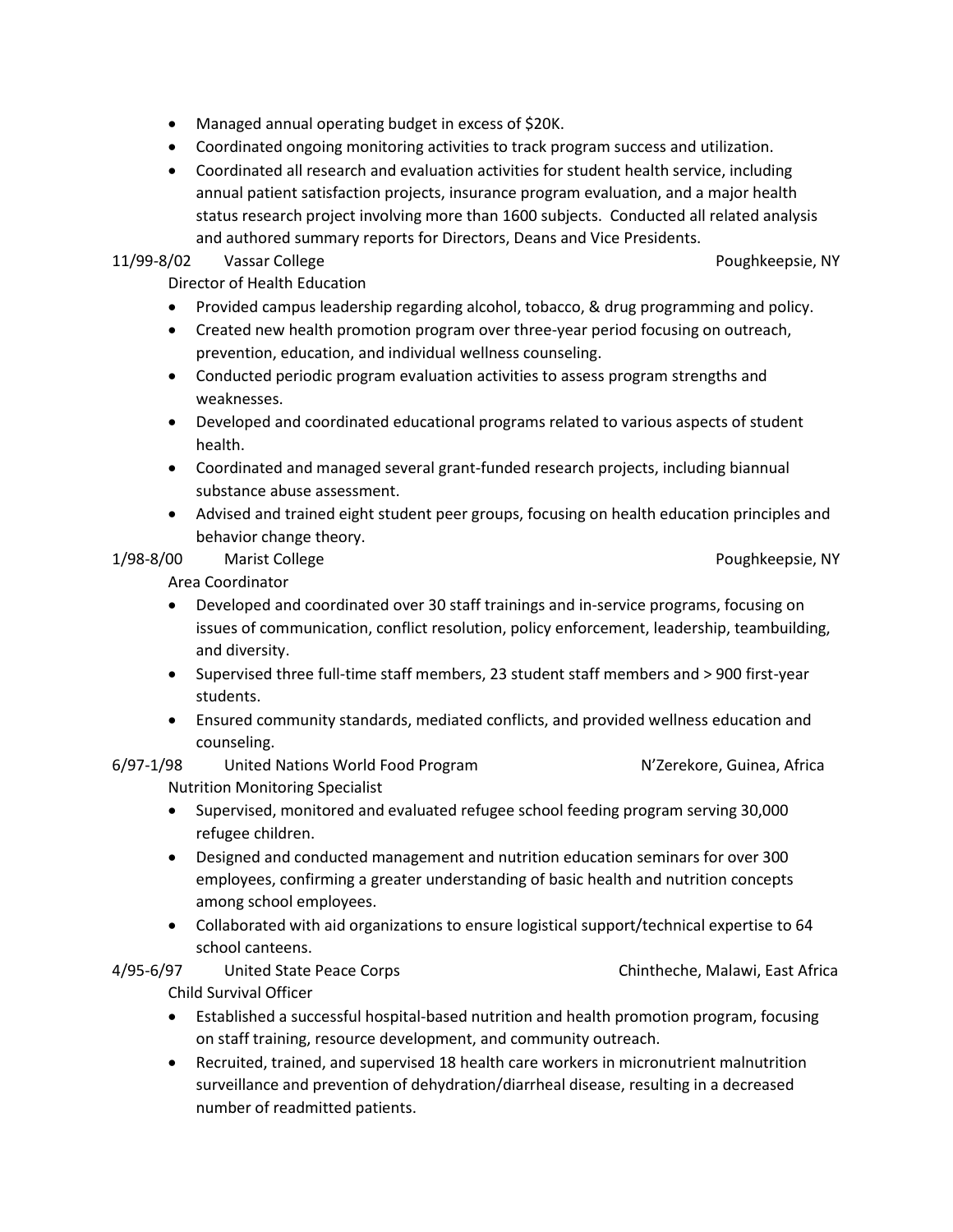- Managed annual operating budget in excess of $20K.
- Coordinated ongoing monitoring activities to track program success and utilization.
- Coordinated all research and evaluation activities for student health service, including annual patient satisfaction projects, insurance program evaluation, and a major health status research project involving more than 1600 subjects. Conducted all related analysis and authored summary reports for Directors, Deans and Vice Presidents.

11/99-8/02 Vassar College Poughkeepsie, NY

Director of Health Education

- Provided campus leadership regarding alcohol, tobacco, & drug programming and policy.
- Created new health promotion program over three-year period focusing on outreach, prevention, education, and individual wellness counseling.
- Conducted periodic program evaluation activities to assess program strengths and weaknesses.
- Developed and coordinated educational programs related to various aspects of student health.
- Coordinated and managed several grant-funded research projects, including biannual substance abuse assessment.
- Advised and trained eight student peer groups, focusing on health education principles and behavior change theory.

1/98-8/00 Marist College Poughkeepsie, NY

Area Coordinator

- Developed and coordinated over 30 staff trainings and in-service programs, focusing on issues of communication, conflict resolution, policy enforcement, leadership, teambuilding, and diversity.
- Supervised three full-time staff members, 23 student staff members and > 900 first-year students.
- Ensured community standards, mediated conflicts, and provided wellness education and counseling.

6/97-1/98 United Nations World Food Program N'Zerekore, Guinea, Africa

Nutrition Monitoring Specialist

- Supervised, monitored and evaluated refugee school feeding program serving 30,000 refugee children.
- Designed and conducted management and nutrition education seminars for over 300 employees, confirming a greater understanding of basic health and nutrition concepts among school employees.
- Collaborated with aid organizations to ensure logistical support/technical expertise to 64 school canteens.

4/95-6/97 United State Peace Corps Chintheche, Malawi, East Africa

Child Survival Officer

- Established a successful hospital-based nutrition and health promotion program, focusing on staff training, resource development, and community outreach.
- Recruited, trained, and supervised 18 health care workers in micronutrient malnutrition surveillance and prevention of dehydration/diarrheal disease, resulting in a decreased number of readmitted patients.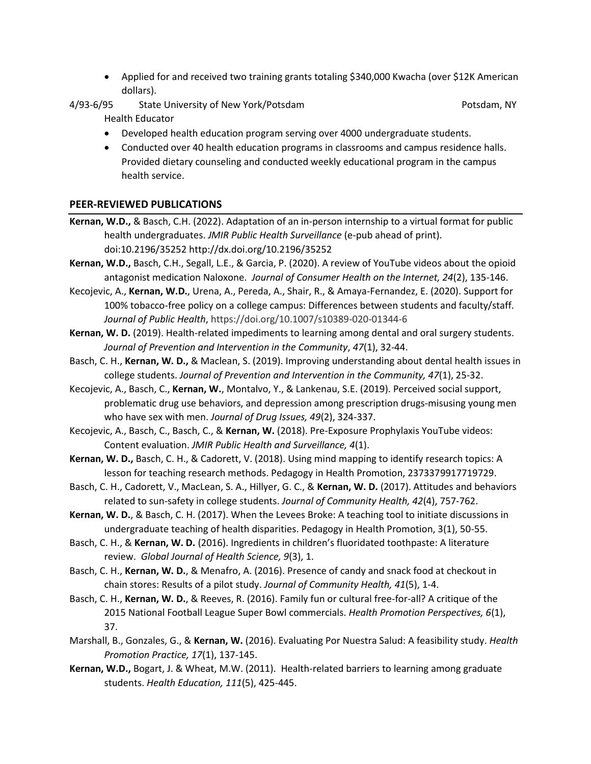- Applied for and received two training grants totaling $340,000 Kwacha (over $12K American dollars).

4/93-6/95 State University of New York/Potsdam Potsdam, NY

Health Educator

- Developed health education program serving over 4000 undergraduate students.
- Conducted over 40 health education programs in classrooms and campus residence halls. Provided dietary counseling and conducted weekly educational program in the campus health service.

## PEER-REVIEWED PUBLICATIONS

**Kernan, W.D.,** & Basch, C.H. (2022). Adaptation of an in-person internship to a virtual format for public health undergraduates. *JMIR Public Health Surveillance* (e-pub ahead of print). doi:10.2196/35252 http://dx.doi.org/10.2196/35252

**Kernan, W.D.,** Basch, C.H., Segall, L.E., & Garcia, P. (2020). A review of YouTube videos about the opioid antagonist medication Naloxone. *Journal of Consumer Health on the Internet, 24*(2), 135-146.

Kecojevic, A., **Kernan, W.D.**, Urena, A., Pereda, A., Shair, R., & Amaya-Fernandez, E. (2020). Support for 100% tobacco-free policy on a college campus: Differences between students and faculty/staff. *Journal of Public Health*, https://doi.org/10.1007/s10389-020-01344-6

**Kernan, W. D.** (2019). Health-related impediments to learning among dental and oral surgery students. *Journal of Prevention and Intervention in the Community*, *47*(1), 32-44.

Basch, C. H., **Kernan, W. D.,** & Maclean, S. (2019). Improving understanding about dental health issues in college students. *Journal of Prevention and Intervention in the Community, 47*(1), 25-32.

Kecojevic, A., Basch, C., **Kernan, W.**, Montalvo, Y., & Lankenau, S.E. (2019). Perceived social support, problematic drug use behaviors, and depression among prescription drugs-misusing young men who have sex with men. *Journal of Drug Issues, 49*(2), 324-337.

Kecojevic, A., Basch, C., Basch, C., & **Kernan, W.** (2018). Pre-Exposure Prophylaxis YouTube videos: Content evaluation. *JMIR Public Health and Surveillance, 4*(1).

**Kernan, W. D.,** Basch, C. H., & Cadorett, V. (2018). Using mind mapping to identify research topics: A lesson for teaching research methods. Pedagogy in Health Promotion, 2373379917719729.

Basch, C. H., Cadorett, V., MacLean, S. A., Hillyer, G. C., & **Kernan, W. D.** (2017). Attitudes and behaviors related to sun-safety in college students. *Journal of Community Health, 42*(4), 757-762.

**Kernan, W. D.**, & Basch, C. H. (2017). When the Levees Broke: A teaching tool to initiate discussions in undergraduate teaching of health disparities. Pedagogy in Health Promotion, 3(1), 50-55.

Basch, C. H., & **Kernan, W. D.** (2016). Ingredients in children's fluoridated toothpaste: A literature review. *Global Journal of Health Science, 9*(3), 1.

Basch, C. H., **Kernan, W. D.**, & Menafro, A. (2016). Presence of candy and snack food at checkout in chain stores: Results of a pilot study. *Journal of Community Health, 41*(5), 1-4.

Basch, C. H., **Kernan, W. D.**, & Reeves, R. (2016). Family fun or cultural free-for-all? A critique of the 2015 National Football League Super Bowl commercials. *Health Promotion Perspectives, 6*(1), 37.

Marshall, B., Gonzales, G., & **Kernan, W.** (2016). Evaluating Por Nuestra Salud: A feasibility study. *Health Promotion Practice, 17*(1), 137-145.

**Kernan, W.D.,** Bogart, J. & Wheat, M.W. (2011). Health-related barriers to learning among graduate students. *Health Education, 111*(5), 425-445.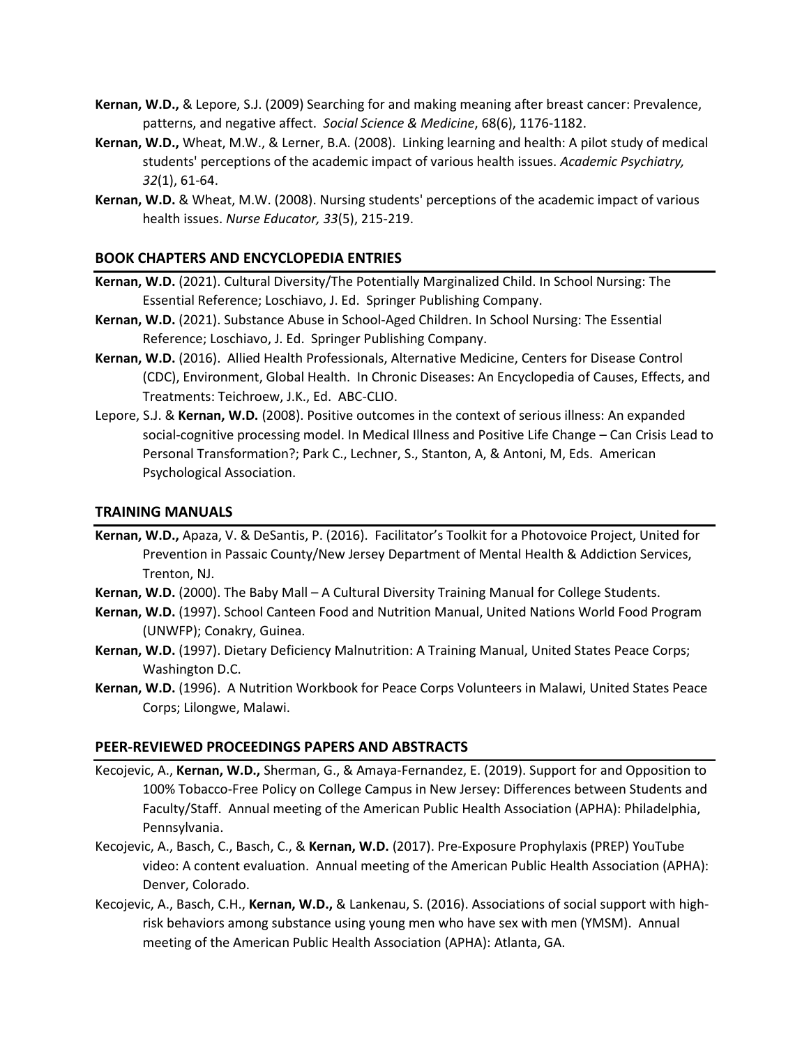**Kernan, W.D.,** & Lepore, S.J. (2009) Searching for and making meaning after breast cancer: Prevalence, patterns, and negative affect. *Social Science & Medicine*, 68(6), 1176-1182.

**Kernan, W.D.,** Wheat, M.W., & Lerner, B.A. (2008). Linking learning and health: A pilot study of medical students' perceptions of the academic impact of various health issues. *Academic Psychiatry, 32*(1), 61-64.

**Kernan, W.D.** & Wheat, M.W. (2008). Nursing students' perceptions of the academic impact of various health issues. *Nurse Educator, 33*(5), 215-219.

## BOOK CHAPTERS AND ENCYCLOPEDIA ENTRIES

**Kernan, W.D.** (2021). Cultural Diversity/The Potentially Marginalized Child. In School Nursing: The Essential Reference; Loschiavo, J. Ed. Springer Publishing Company.

**Kernan, W.D.** (2021). Substance Abuse in School-Aged Children. In School Nursing: The Essential Reference; Loschiavo, J. Ed. Springer Publishing Company.

**Kernan, W.D.** (2016). Allied Health Professionals, Alternative Medicine, Centers for Disease Control (CDC), Environment, Global Health. In Chronic Diseases: An Encyclopedia of Causes, Effects, and Treatments: Teichroew, J.K., Ed. ABC-CLIO.

Lepore, S.J. & **Kernan, W.D.** (2008). Positive outcomes in the context of serious illness: An expanded social-cognitive processing model. In Medical Illness and Positive Life Change – Can Crisis Lead to Personal Transformation?; Park C., Lechner, S., Stanton, A, & Antoni, M, Eds. American Psychological Association.

## TRAINING MANUALS

**Kernan, W.D.,** Apaza, V. & DeSantis, P. (2016). Facilitator's Toolkit for a Photovoice Project, United for Prevention in Passaic County/New Jersey Department of Mental Health & Addiction Services, Trenton, NJ.

**Kernan, W.D.** (2000). The Baby Mall – A Cultural Diversity Training Manual for College Students.

**Kernan, W.D.** (1997). School Canteen Food and Nutrition Manual, United Nations World Food Program (UNWFP); Conakry, Guinea.

**Kernan, W.D.** (1997). Dietary Deficiency Malnutrition: A Training Manual, United States Peace Corps; Washington D.C.

**Kernan, W.D.** (1996). A Nutrition Workbook for Peace Corps Volunteers in Malawi, United States Peace Corps; Lilongwe, Malawi.

## PEER-REVIEWED PROCEEDINGS PAPERS AND ABSTRACTS

Kecojevic, A., **Kernan, W.D.,** Sherman, G., & Amaya-Fernandez, E. (2019). Support for and Opposition to 100% Tobacco-Free Policy on College Campus in New Jersey: Differences between Students and Faculty/Staff. Annual meeting of the American Public Health Association (APHA): Philadelphia, Pennsylvania.

Kecojevic, A., Basch, C., Basch, C., & **Kernan, W.D.** (2017). Pre-Exposure Prophylaxis (PREP) YouTube video: A content evaluation. Annual meeting of the American Public Health Association (APHA): Denver, Colorado.

Kecojevic, A., Basch, C.H., **Kernan, W.D.,** & Lankenau, S. (2016). Associations of social support with high-risk behaviors among substance using young men who have sex with men (YMSM). Annual meeting of the American Public Health Association (APHA): Atlanta, GA.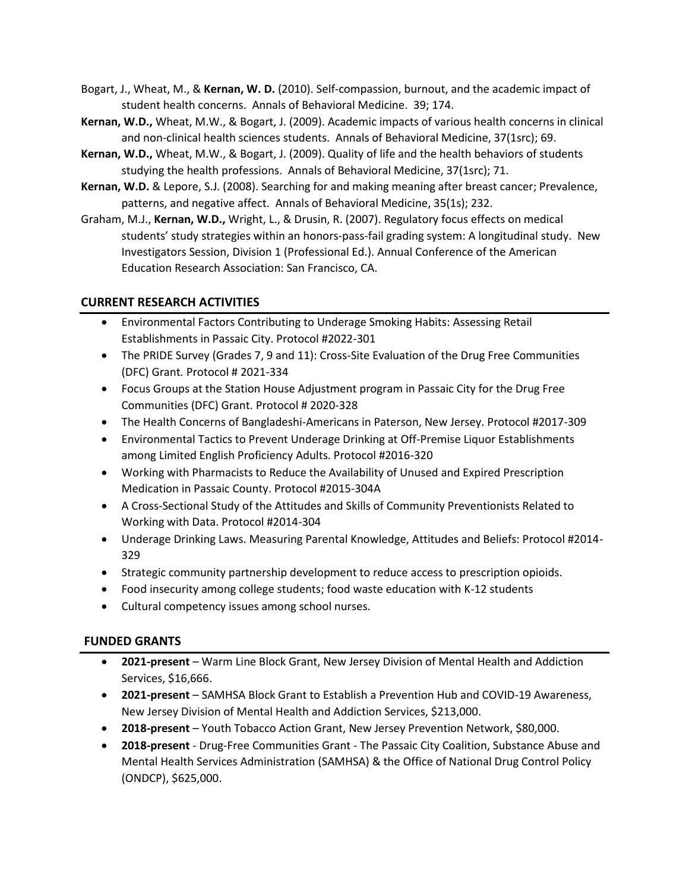Bogart, J., Wheat, M., & **Kernan, W. D.** (2010). Self-compassion, burnout, and the academic impact of student health concerns. Annals of Behavioral Medicine. 39; 174.

**Kernan, W.D.,** Wheat, M.W., & Bogart, J. (2009). Academic impacts of various health concerns in clinical and non-clinical health sciences students. Annals of Behavioral Medicine, 37(1src); 69.

**Kernan, W.D.,** Wheat, M.W., & Bogart, J. (2009). Quality of life and the health behaviors of students studying the health professions. Annals of Behavioral Medicine, 37(1src); 71.

**Kernan, W.D.** & Lepore, S.J. (2008). Searching for and making meaning after breast cancer; Prevalence, patterns, and negative affect. Annals of Behavioral Medicine, 35(1s); 232.

Graham, M.J., **Kernan, W.D.,** Wright, L., & Drusin, R. (2007). Regulatory focus effects on medical students' study strategies within an honors-pass-fail grading system: A longitudinal study. New Investigators Session, Division 1 (Professional Ed.). Annual Conference of the American Education Research Association: San Francisco, CA.

## CURRENT RESEARCH ACTIVITIES

- Environmental Factors Contributing to Underage Smoking Habits: Assessing Retail Establishments in Passaic City. Protocol #2022-301
- The PRIDE Survey (Grades 7, 9 and 11): Cross-Site Evaluation of the Drug Free Communities (DFC) Grant. Protocol # 2021-334
- Focus Groups at the Station House Adjustment program in Passaic City for the Drug Free Communities (DFC) Grant. Protocol # 2020-328
- The Health Concerns of Bangladeshi-Americans in Paterson, New Jersey. Protocol #2017-309
- Environmental Tactics to Prevent Underage Drinking at Off-Premise Liquor Establishments among Limited English Proficiency Adults. Protocol #2016-320
- Working with Pharmacists to Reduce the Availability of Unused and Expired Prescription Medication in Passaic County. Protocol #2015-304A
- A Cross-Sectional Study of the Attitudes and Skills of Community Preventionists Related to Working with Data. Protocol #2014-304
- Underage Drinking Laws. Measuring Parental Knowledge, Attitudes and Beliefs: Protocol #2014-329
- Strategic community partnership development to reduce access to prescription opioids.
- Food insecurity among college students; food waste education with K-12 students
- Cultural competency issues among school nurses.

## FUNDED GRANTS

- **2021-present** – Warm Line Block Grant, New Jersey Division of Mental Health and Addiction Services, $16,666.
- **2021-present** – SAMHSA Block Grant to Establish a Prevention Hub and COVID-19 Awareness, New Jersey Division of Mental Health and Addiction Services, $213,000.
- **2018-present** – Youth Tobacco Action Grant, New Jersey Prevention Network, $80,000.
- **2018-present** - Drug-Free Communities Grant - The Passaic City Coalition, Substance Abuse and Mental Health Services Administration (SAMHSA) & the Office of National Drug Control Policy (ONDCP), $625,000.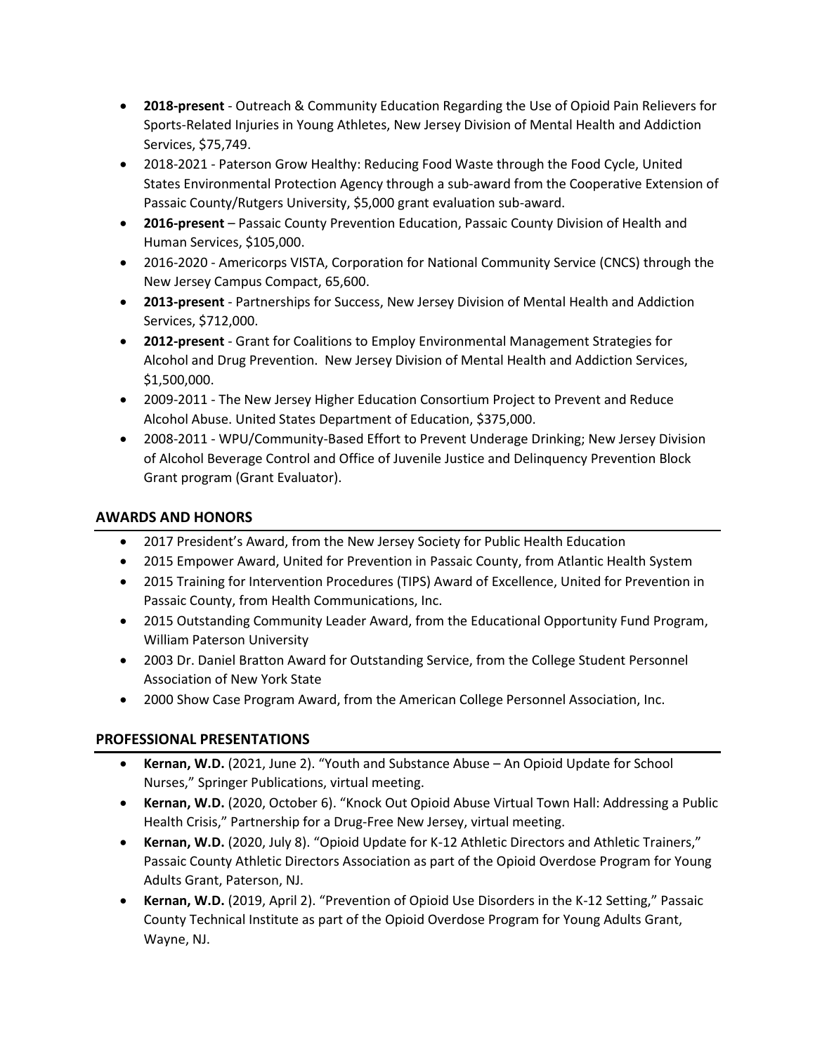- **2018-present** - Outreach & Community Education Regarding the Use of Opioid Pain Relievers for Sports-Related Injuries in Young Athletes, New Jersey Division of Mental Health and Addiction Services, $75,749.
- 2018-2021 - Paterson Grow Healthy: Reducing Food Waste through the Food Cycle, United States Environmental Protection Agency through a sub-award from the Cooperative Extension of Passaic County/Rutgers University, $5,000 grant evaluation sub-award.
- **2016-present** – Passaic County Prevention Education, Passaic County Division of Health and Human Services, $105,000.
- 2016-2020 - Americorps VISTA, Corporation for National Community Service (CNCS) through the New Jersey Campus Compact, 65,600.
- **2013-present** - Partnerships for Success, New Jersey Division of Mental Health and Addiction Services, $712,000.
- **2012-present** - Grant for Coalitions to Employ Environmental Management Strategies for Alcohol and Drug Prevention. New Jersey Division of Mental Health and Addiction Services, $1,500,000.
- 2009-2011 - The New Jersey Higher Education Consortium Project to Prevent and Reduce Alcohol Abuse. United States Department of Education, $375,000.
- 2008-2011 - WPU/Community-Based Effort to Prevent Underage Drinking; New Jersey Division of Alcohol Beverage Control and Office of Juvenile Justice and Delinquency Prevention Block Grant program (Grant Evaluator).

## AWARDS AND HONORS

- 2017 President's Award, from the New Jersey Society for Public Health Education
- 2015 Empower Award, United for Prevention in Passaic County, from Atlantic Health System
- 2015 Training for Intervention Procedures (TIPS) Award of Excellence, United for Prevention in Passaic County, from Health Communications, Inc.
- 2015 Outstanding Community Leader Award, from the Educational Opportunity Fund Program, William Paterson University
- 2003 Dr. Daniel Bratton Award for Outstanding Service, from the College Student Personnel Association of New York State
- 2000 Show Case Program Award, from the American College Personnel Association, Inc.

## PROFESSIONAL PRESENTATIONS

- **Kernan, W.D.** (2021, June 2). "Youth and Substance Abuse – An Opioid Update for School Nurses," Springer Publications, virtual meeting.
- **Kernan, W.D.** (2020, October 6). "Knock Out Opioid Abuse Virtual Town Hall: Addressing a Public Health Crisis," Partnership for a Drug-Free New Jersey, virtual meeting.
- **Kernan, W.D.** (2020, July 8). "Opioid Update for K-12 Athletic Directors and Athletic Trainers," Passaic County Athletic Directors Association as part of the Opioid Overdose Program for Young Adults Grant, Paterson, NJ.
- **Kernan, W.D.** (2019, April 2). "Prevention of Opioid Use Disorders in the K-12 Setting," Passaic County Technical Institute as part of the Opioid Overdose Program for Young Adults Grant, Wayne, NJ.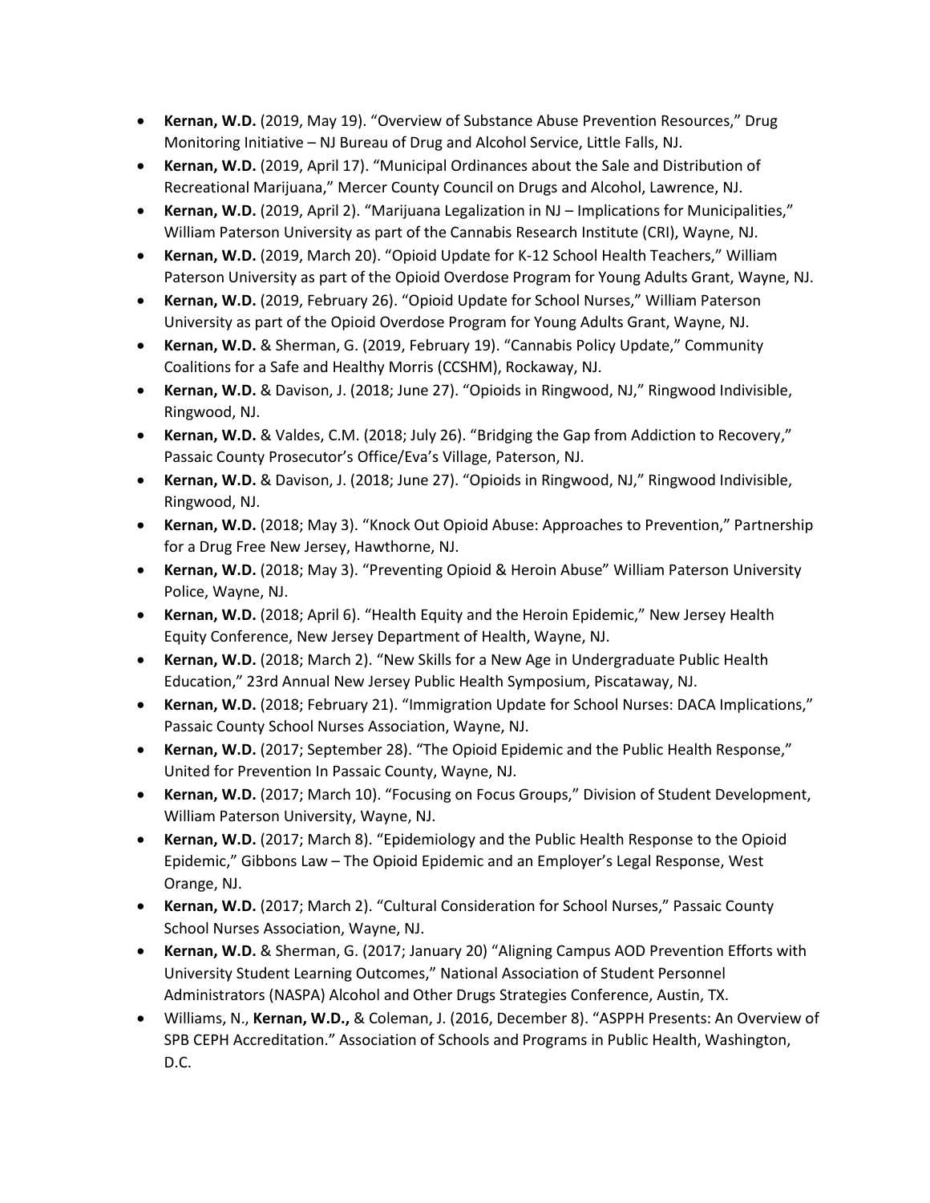- **Kernan, W.D.** (2019, May 19). "Overview of Substance Abuse Prevention Resources," Drug Monitoring Initiative – NJ Bureau of Drug and Alcohol Service, Little Falls, NJ.
- **Kernan, W.D.** (2019, April 17). "Municipal Ordinances about the Sale and Distribution of Recreational Marijuana," Mercer County Council on Drugs and Alcohol, Lawrence, NJ.
- **Kernan, W.D.** (2019, April 2). "Marijuana Legalization in NJ – Implications for Municipalities," William Paterson University as part of the Cannabis Research Institute (CRI), Wayne, NJ.
- **Kernan, W.D.** (2019, March 20). "Opioid Update for K-12 School Health Teachers," William Paterson University as part of the Opioid Overdose Program for Young Adults Grant, Wayne, NJ.
- **Kernan, W.D.** (2019, February 26). "Opioid Update for School Nurses," William Paterson University as part of the Opioid Overdose Program for Young Adults Grant, Wayne, NJ.
- **Kernan, W.D.** & Sherman, G. (2019, February 19). "Cannabis Policy Update," Community Coalitions for a Safe and Healthy Morris (CCSHM), Rockaway, NJ.
- **Kernan, W.D.** & Davison, J. (2018; June 27). "Opioids in Ringwood, NJ," Ringwood Indivisible, Ringwood, NJ.
- **Kernan, W.D.** & Valdes, C.M. (2018; July 26). "Bridging the Gap from Addiction to Recovery," Passaic County Prosecutor's Office/Eva's Village, Paterson, NJ.
- **Kernan, W.D.** & Davison, J. (2018; June 27). "Opioids in Ringwood, NJ," Ringwood Indivisible, Ringwood, NJ.
- **Kernan, W.D.** (2018; May 3). "Knock Out Opioid Abuse: Approaches to Prevention," Partnership for a Drug Free New Jersey, Hawthorne, NJ.
- **Kernan, W.D.** (2018; May 3). "Preventing Opioid & Heroin Abuse" William Paterson University Police, Wayne, NJ.
- **Kernan, W.D.** (2018; April 6). "Health Equity and the Heroin Epidemic," New Jersey Health Equity Conference, New Jersey Department of Health, Wayne, NJ.
- **Kernan, W.D.** (2018; March 2). "New Skills for a New Age in Undergraduate Public Health Education," 23rd Annual New Jersey Public Health Symposium, Piscataway, NJ.
- **Kernan, W.D.** (2018; February 21). "Immigration Update for School Nurses: DACA Implications," Passaic County School Nurses Association, Wayne, NJ.
- **Kernan, W.D.** (2017; September 28). "The Opioid Epidemic and the Public Health Response," United for Prevention In Passaic County, Wayne, NJ.
- **Kernan, W.D.** (2017; March 10). "Focusing on Focus Groups," Division of Student Development, William Paterson University, Wayne, NJ.
- **Kernan, W.D.** (2017; March 8). "Epidemiology and the Public Health Response to the Opioid Epidemic," Gibbons Law – The Opioid Epidemic and an Employer's Legal Response, West Orange, NJ.
- **Kernan, W.D.** (2017; March 2). "Cultural Consideration for School Nurses," Passaic County School Nurses Association, Wayne, NJ.
- **Kernan, W.D.** & Sherman, G. (2017; January 20) "Aligning Campus AOD Prevention Efforts with University Student Learning Outcomes," National Association of Student Personnel Administrators (NASPA) Alcohol and Other Drugs Strategies Conference, Austin, TX.
- Williams, N., **Kernan, W.D.,** & Coleman, J. (2016, December 8). "ASPPH Presents: An Overview of SPB CEPH Accreditation." Association of Schools and Programs in Public Health, Washington, D.C.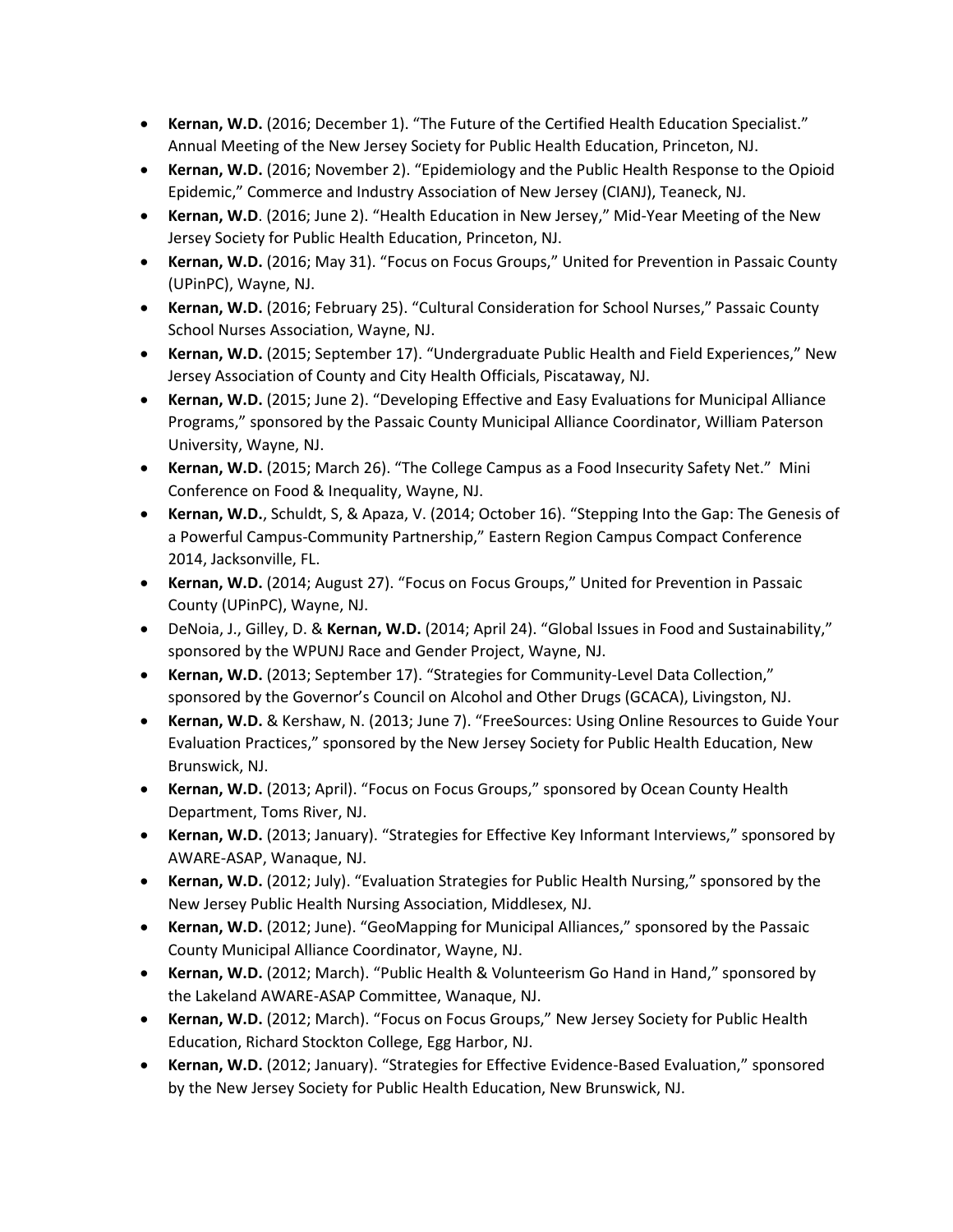- **Kernan, W.D.** (2016; December 1). “The Future of the Certified Health Education Specialist.” Annual Meeting of the New Jersey Society for Public Health Education, Princeton, NJ.
- **Kernan, W.D.** (2016; November 2). “Epidemiology and the Public Health Response to the Opioid Epidemic,” Commerce and Industry Association of New Jersey (CIANJ), Teaneck, NJ.
- **Kernan, W.D**. (2016; June 2). “Health Education in New Jersey,” Mid-Year Meeting of the New Jersey Society for Public Health Education, Princeton, NJ.
- **Kernan, W.D.** (2016; May 31). “Focus on Focus Groups,” United for Prevention in Passaic County (UPinPC), Wayne, NJ.
- **Kernan, W.D.** (2016; February 25). “Cultural Consideration for School Nurses,” Passaic County School Nurses Association, Wayne, NJ.
- **Kernan, W.D.** (2015; September 17). “Undergraduate Public Health and Field Experiences,” New Jersey Association of County and City Health Officials, Piscataway, NJ.
- **Kernan, W.D.** (2015; June 2). “Developing Effective and Easy Evaluations for Municipal Alliance Programs,” sponsored by the Passaic County Municipal Alliance Coordinator, William Paterson University, Wayne, NJ.
- **Kernan, W.D.** (2015; March 26). “The College Campus as a Food Insecurity Safety Net.” Mini Conference on Food & Inequality, Wayne, NJ.
- **Kernan, W.D.**, Schuldt, S, & Apaza, V. (2014; October 16). “Stepping Into the Gap: The Genesis of a Powerful Campus-Community Partnership,” Eastern Region Campus Compact Conference 2014, Jacksonville, FL.
- **Kernan, W.D.** (2014; August 27). “Focus on Focus Groups,” United for Prevention in Passaic County (UPinPC), Wayne, NJ.
- DeNoia, J., Gilley, D. & **Kernan, W.D.** (2014; April 24). “Global Issues in Food and Sustainability,” sponsored by the WPUNJ Race and Gender Project, Wayne, NJ.
- **Kernan, W.D.** (2013; September 17). “Strategies for Community-Level Data Collection,” sponsored by the Governor’s Council on Alcohol and Other Drugs (GCACA), Livingston, NJ.
- **Kernan, W.D.** & Kershaw, N. (2013; June 7). “FreeSources: Using Online Resources to Guide Your Evaluation Practices,” sponsored by the New Jersey Society for Public Health Education, New Brunswick, NJ.
- **Kernan, W.D.** (2013; April). “Focus on Focus Groups,” sponsored by Ocean County Health Department, Toms River, NJ.
- **Kernan, W.D.** (2013; January). “Strategies for Effective Key Informant Interviews,” sponsored by AWARE-ASAP, Wanaque, NJ.
- **Kernan, W.D.** (2012; July). “Evaluation Strategies for Public Health Nursing,” sponsored by the New Jersey Public Health Nursing Association, Middlesex, NJ.
- **Kernan, W.D.** (2012; June). “GeoMapping for Municipal Alliances,” sponsored by the Passaic County Municipal Alliance Coordinator, Wayne, NJ.
- **Kernan, W.D.** (2012; March). “Public Health & Volunteerism Go Hand in Hand,” sponsored by the Lakeland AWARE-ASAP Committee, Wanaque, NJ.
- **Kernan, W.D.** (2012; March). “Focus on Focus Groups,” New Jersey Society for Public Health Education, Richard Stockton College, Egg Harbor, NJ.
- **Kernan, W.D.** (2012; January). “Strategies for Effective Evidence-Based Evaluation,” sponsored by the New Jersey Society for Public Health Education, New Brunswick, NJ.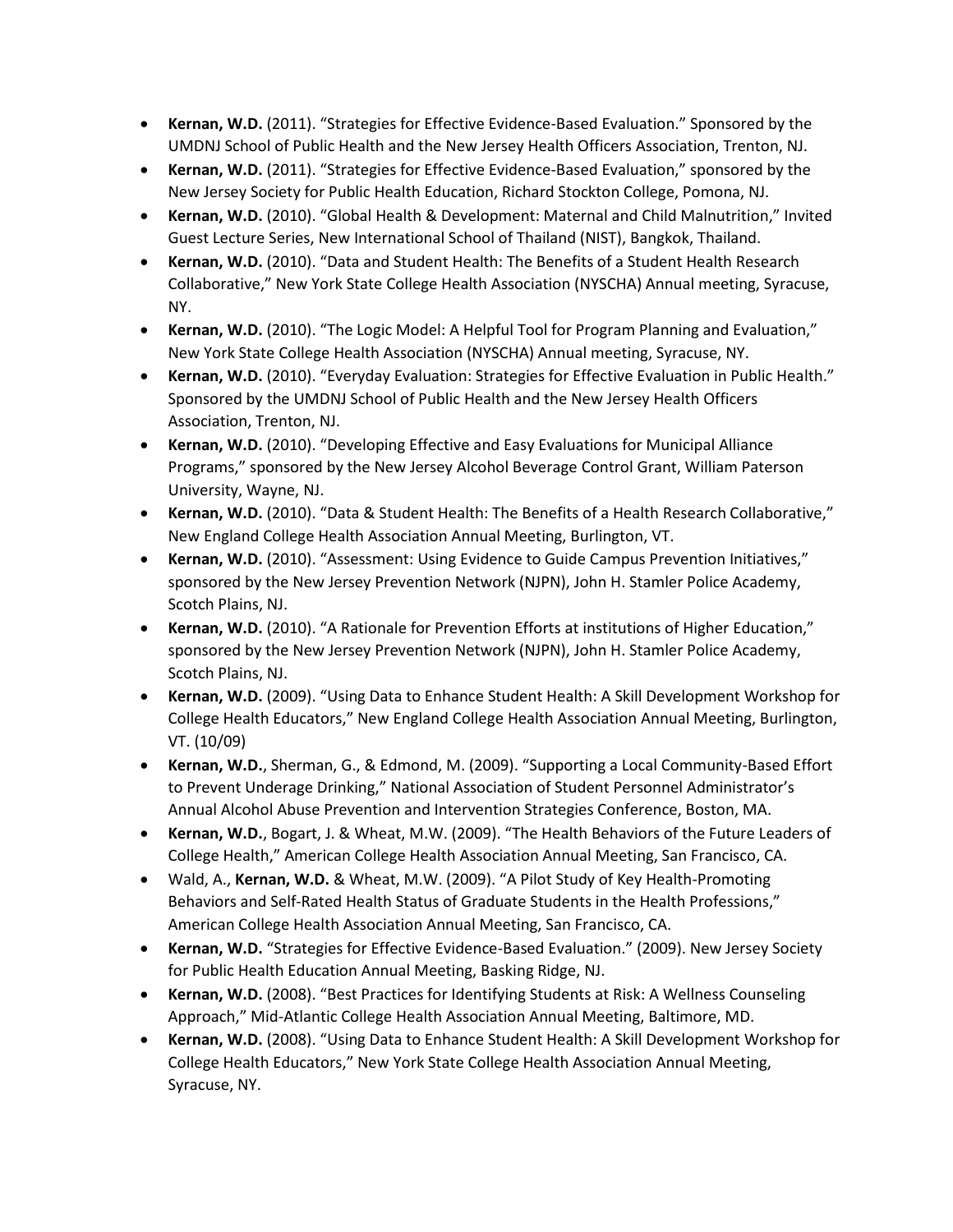- **Kernan, W.D.** (2011). “Strategies for Effective Evidence-Based Evaluation.” Sponsored by the UMDNJ School of Public Health and the New Jersey Health Officers Association, Trenton, NJ.
- **Kernan, W.D.** (2011). “Strategies for Effective Evidence-Based Evaluation,” sponsored by the New Jersey Society for Public Health Education, Richard Stockton College, Pomona, NJ.
- **Kernan, W.D.** (2010). “Global Health & Development: Maternal and Child Malnutrition,” Invited Guest Lecture Series, New International School of Thailand (NIST), Bangkok, Thailand.
- **Kernan, W.D.** (2010). “Data and Student Health: The Benefits of a Student Health Research Collaborative,” New York State College Health Association (NYSCHA) Annual meeting, Syracuse, NY.
- **Kernan, W.D.** (2010). “The Logic Model: A Helpful Tool for Program Planning and Evaluation,” New York State College Health Association (NYSCHA) Annual meeting, Syracuse, NY.
- **Kernan, W.D.** (2010). “Everyday Evaluation: Strategies for Effective Evaluation in Public Health.” Sponsored by the UMDNJ School of Public Health and the New Jersey Health Officers Association, Trenton, NJ.
- **Kernan, W.D.** (2010). “Developing Effective and Easy Evaluations for Municipal Alliance Programs,” sponsored by the New Jersey Alcohol Beverage Control Grant, William Paterson University, Wayne, NJ.
- **Kernan, W.D.** (2010). “Data & Student Health: The Benefits of a Health Research Collaborative,” New England College Health Association Annual Meeting, Burlington, VT.
- **Kernan, W.D.** (2010). “Assessment: Using Evidence to Guide Campus Prevention Initiatives,” sponsored by the New Jersey Prevention Network (NJPN), John H. Stamler Police Academy, Scotch Plains, NJ.
- **Kernan, W.D.** (2010). “A Rationale for Prevention Efforts at institutions of Higher Education,” sponsored by the New Jersey Prevention Network (NJPN), John H. Stamler Police Academy, Scotch Plains, NJ.
- **Kernan, W.D.** (2009). “Using Data to Enhance Student Health: A Skill Development Workshop for College Health Educators,” New England College Health Association Annual Meeting, Burlington, VT. (10/09)
- **Kernan, W.D.**, Sherman, G., & Edmond, M. (2009). “Supporting a Local Community-Based Effort to Prevent Underage Drinking,” National Association of Student Personnel Administrator’s Annual Alcohol Abuse Prevention and Intervention Strategies Conference, Boston, MA.
- **Kernan, W.D.**, Bogart, J. & Wheat, M.W. (2009). “The Health Behaviors of the Future Leaders of College Health,” American College Health Association Annual Meeting, San Francisco, CA.
- Wald, A., **Kernan, W.D.** & Wheat, M.W. (2009). “A Pilot Study of Key Health-Promoting Behaviors and Self-Rated Health Status of Graduate Students in the Health Professions,” American College Health Association Annual Meeting, San Francisco, CA.
- **Kernan, W.D.** “Strategies for Effective Evidence-Based Evaluation.” (2009). New Jersey Society for Public Health Education Annual Meeting, Basking Ridge, NJ.
- **Kernan, W.D.** (2008). “Best Practices for Identifying Students at Risk: A Wellness Counseling Approach,” Mid-Atlantic College Health Association Annual Meeting, Baltimore, MD.
- **Kernan, W.D.** (2008). “Using Data to Enhance Student Health: A Skill Development Workshop for College Health Educators,” New York State College Health Association Annual Meeting, Syracuse, NY.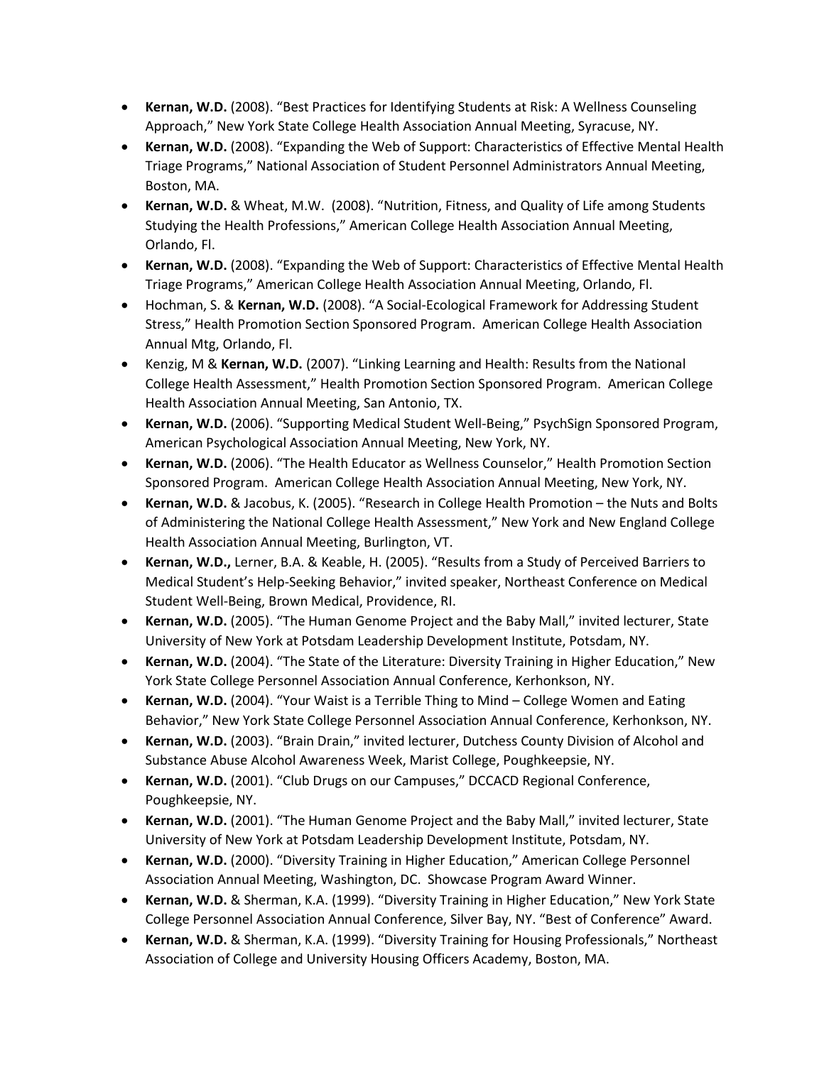- **Kernan, W.D.** (2008). “Best Practices for Identifying Students at Risk: A Wellness Counseling Approach,” New York State College Health Association Annual Meeting, Syracuse, NY.
- **Kernan, W.D.** (2008). “Expanding the Web of Support: Characteristics of Effective Mental Health Triage Programs,” National Association of Student Personnel Administrators Annual Meeting, Boston, MA.
- **Kernan, W.D.** & Wheat, M.W. (2008). “Nutrition, Fitness, and Quality of Life among Students Studying the Health Professions,” American College Health Association Annual Meeting, Orlando, Fl.
- **Kernan, W.D.** (2008). “Expanding the Web of Support: Characteristics of Effective Mental Health Triage Programs,” American College Health Association Annual Meeting, Orlando, Fl.
- Hochman, S. & **Kernan, W.D.** (2008). “A Social-Ecological Framework for Addressing Student Stress,” Health Promotion Section Sponsored Program. American College Health Association Annual Mtg, Orlando, Fl.
- Kenzig, M & **Kernan, W.D.** (2007). “Linking Learning and Health: Results from the National College Health Assessment,” Health Promotion Section Sponsored Program. American College Health Association Annual Meeting, San Antonio, TX.
- **Kernan, W.D.** (2006). “Supporting Medical Student Well-Being,” PsychSign Sponsored Program, American Psychological Association Annual Meeting, New York, NY.
- **Kernan, W.D.** (2006). “The Health Educator as Wellness Counselor,” Health Promotion Section Sponsored Program. American College Health Association Annual Meeting, New York, NY.
- **Kernan, W.D.** & Jacobus, K. (2005). “Research in College Health Promotion – the Nuts and Bolts of Administering the National College Health Assessment,” New York and New England College Health Association Annual Meeting, Burlington, VT.
- **Kernan, W.D.,** Lerner, B.A. & Keable, H. (2005). “Results from a Study of Perceived Barriers to Medical Student’s Help-Seeking Behavior,” invited speaker, Northeast Conference on Medical Student Well-Being, Brown Medical, Providence, RI.
- **Kernan, W.D.** (2005). “The Human Genome Project and the Baby Mall,” invited lecturer, State University of New York at Potsdam Leadership Development Institute, Potsdam, NY.
- **Kernan, W.D.** (2004). “The State of the Literature: Diversity Training in Higher Education,” New York State College Personnel Association Annual Conference, Kerhonkson, NY.
- **Kernan, W.D.** (2004). “Your Waist is a Terrible Thing to Mind – College Women and Eating Behavior,” New York State College Personnel Association Annual Conference, Kerhonkson, NY.
- **Kernan, W.D.** (2003). “Brain Drain,” invited lecturer, Dutchess County Division of Alcohol and Substance Abuse Alcohol Awareness Week, Marist College, Poughkeepsie, NY.
- **Kernan, W.D.** (2001). “Club Drugs on our Campuses,” DCCACD Regional Conference, Poughkeepsie, NY.
- **Kernan, W.D.** (2001). “The Human Genome Project and the Baby Mall,” invited lecturer, State University of New York at Potsdam Leadership Development Institute, Potsdam, NY.
- **Kernan, W.D.** (2000). “Diversity Training in Higher Education,” American College Personnel Association Annual Meeting, Washington, DC. Showcase Program Award Winner.
- **Kernan, W.D.** & Sherman, K.A. (1999). “Diversity Training in Higher Education,” New York State College Personnel Association Annual Conference, Silver Bay, NY. “Best of Conference” Award.
- **Kernan, W.D.** & Sherman, K.A. (1999). “Diversity Training for Housing Professionals,” Northeast Association of College and University Housing Officers Academy, Boston, MA.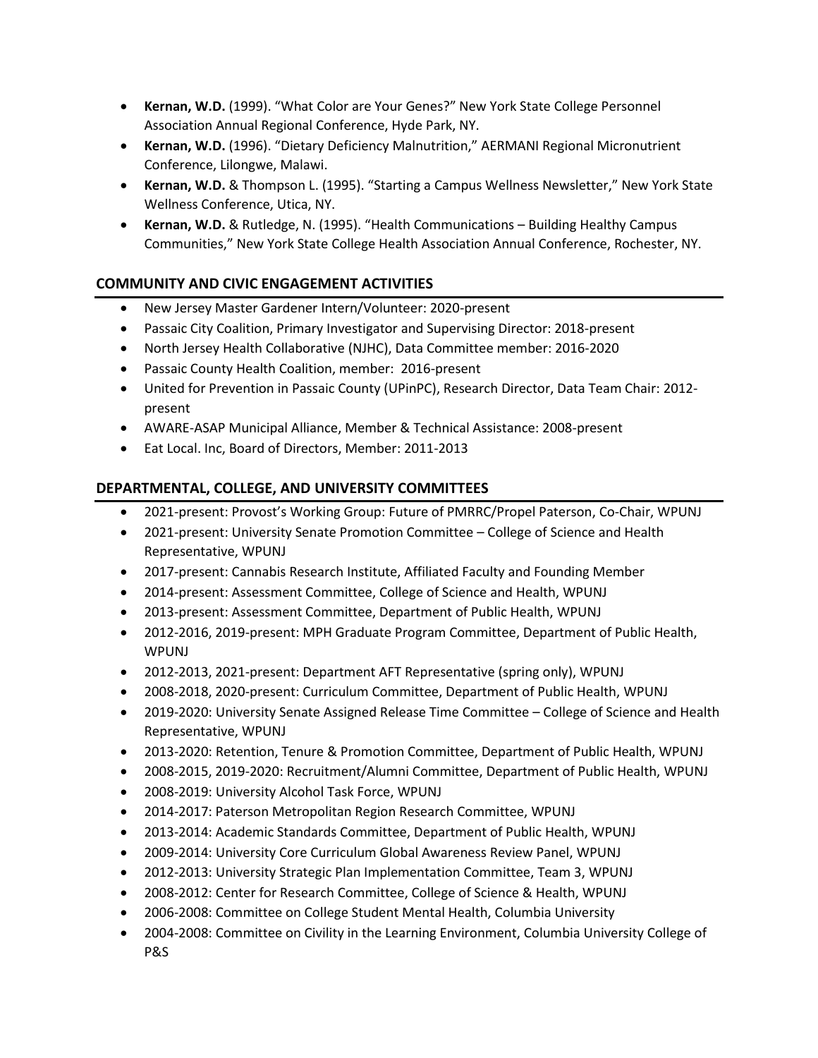- **Kernan, W.D.** (1999). "What Color are Your Genes?" New York State College Personnel Association Annual Regional Conference, Hyde Park, NY.
- **Kernan, W.D.** (1996). "Dietary Deficiency Malnutrition," AERMANI Regional Micronutrient Conference, Lilongwe, Malawi.
- **Kernan, W.D.** & Thompson L. (1995). "Starting a Campus Wellness Newsletter," New York State Wellness Conference, Utica, NY.
- **Kernan, W.D.** & Rutledge, N. (1995). "Health Communications – Building Healthy Campus Communities," New York State College Health Association Annual Conference, Rochester, NY.

## COMMUNITY AND CIVIC ENGAGEMENT ACTIVITIES

- New Jersey Master Gardener Intern/Volunteer: 2020-present
- Passaic City Coalition, Primary Investigator and Supervising Director: 2018-present
- North Jersey Health Collaborative (NJHC), Data Committee member: 2016-2020
- Passaic County Health Coalition, member: 2016-present
- United for Prevention in Passaic County (UPinPC), Research Director, Data Team Chair: 2012-present
- AWARE-ASAP Municipal Alliance, Member & Technical Assistance: 2008-present
- Eat Local. Inc, Board of Directors, Member: 2011-2013

## DEPARTMENTAL, COLLEGE, AND UNIVERSITY COMMITTEES

- 2021-present: Provost's Working Group: Future of PMRRC/Propel Paterson, Co-Chair, WPUNJ
- 2021-present: University Senate Promotion Committee – College of Science and Health Representative, WPUNJ
- 2017-present: Cannabis Research Institute, Affiliated Faculty and Founding Member
- 2014-present: Assessment Committee, College of Science and Health, WPUNJ
- 2013-present: Assessment Committee, Department of Public Health, WPUNJ
- 2012-2016, 2019-present: MPH Graduate Program Committee, Department of Public Health, WPUNJ
- 2012-2013, 2021-present: Department AFT Representative (spring only), WPUNJ
- 2008-2018, 2020-present: Curriculum Committee, Department of Public Health, WPUNJ
- 2019-2020: University Senate Assigned Release Time Committee – College of Science and Health Representative, WPUNJ
- 2013-2020: Retention, Tenure & Promotion Committee, Department of Public Health, WPUNJ
- 2008-2015, 2019-2020: Recruitment/Alumni Committee, Department of Public Health, WPUNJ
- 2008-2019: University Alcohol Task Force, WPUNJ
- 2014-2017: Paterson Metropolitan Region Research Committee, WPUNJ
- 2013-2014: Academic Standards Committee, Department of Public Health, WPUNJ
- 2009-2014: University Core Curriculum Global Awareness Review Panel, WPUNJ
- 2012-2013: University Strategic Plan Implementation Committee, Team 3, WPUNJ
- 2008-2012: Center for Research Committee, College of Science & Health, WPUNJ
- 2006-2008: Committee on College Student Mental Health, Columbia University
- 2004-2008: Committee on Civility in the Learning Environment, Columbia University College of P&S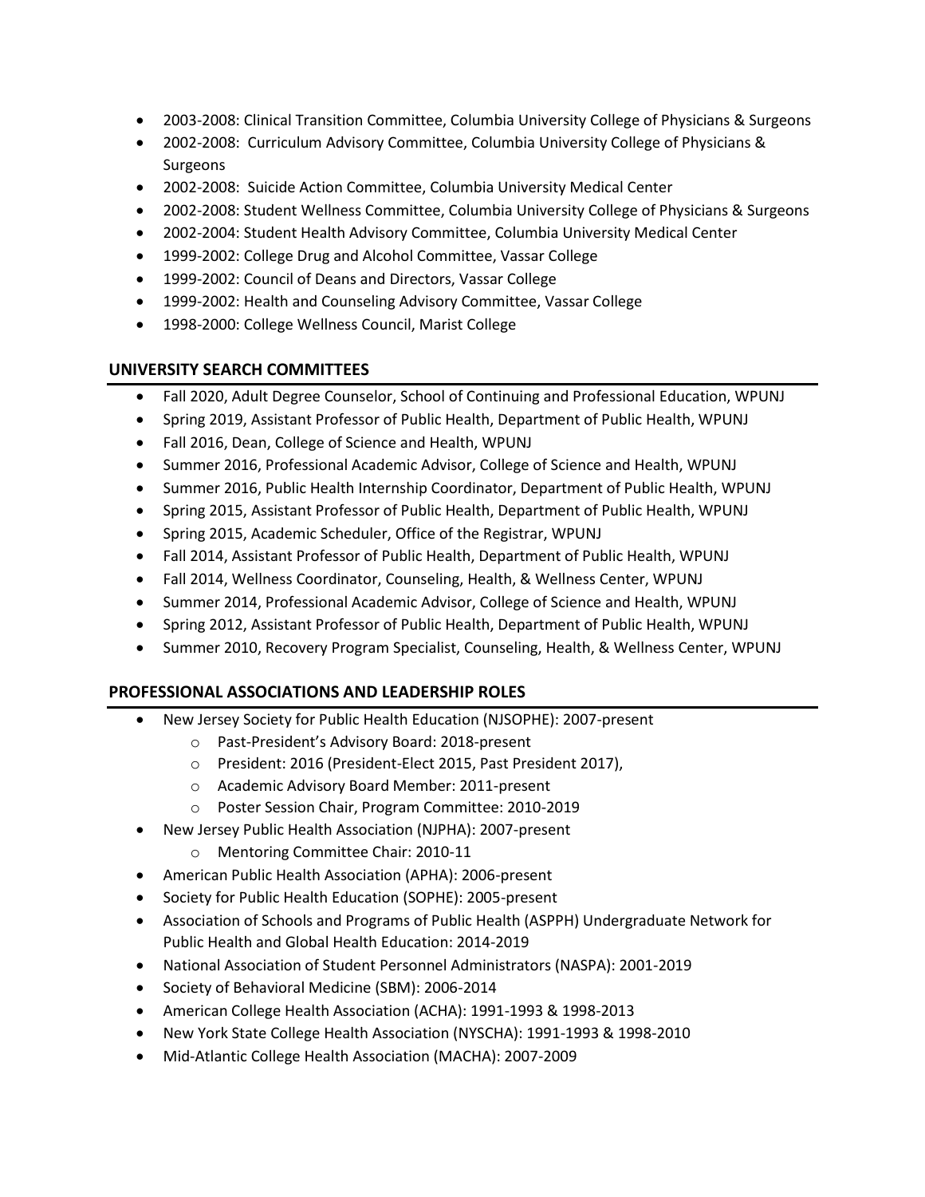- 2003-2008: Clinical Transition Committee, Columbia University College of Physicians & Surgeons
- 2002-2008: Curriculum Advisory Committee, Columbia University College of Physicians & Surgeons
- 2002-2008: Suicide Action Committee, Columbia University Medical Center
- 2002-2008: Student Wellness Committee, Columbia University College of Physicians & Surgeons
- 2002-2004: Student Health Advisory Committee, Columbia University Medical Center
- 1999-2002: College Drug and Alcohol Committee, Vassar College
- 1999-2002: Council of Deans and Directors, Vassar College
- 1999-2002: Health and Counseling Advisory Committee, Vassar College
- 1998-2000: College Wellness Council, Marist College

## UNIVERSITY SEARCH COMMITTEES

- Fall 2020, Adult Degree Counselor, School of Continuing and Professional Education, WPUNJ
- Spring 2019, Assistant Professor of Public Health, Department of Public Health, WPUNJ
- Fall 2016, Dean, College of Science and Health, WPUNJ
- Summer 2016, Professional Academic Advisor, College of Science and Health, WPUNJ
- Summer 2016, Public Health Internship Coordinator, Department of Public Health, WPUNJ
- Spring 2015, Assistant Professor of Public Health, Department of Public Health, WPUNJ
- Spring 2015, Academic Scheduler, Office of the Registrar, WPUNJ
- Fall 2014, Assistant Professor of Public Health, Department of Public Health, WPUNJ
- Fall 2014, Wellness Coordinator, Counseling, Health, & Wellness Center, WPUNJ
- Summer 2014, Professional Academic Advisor, College of Science and Health, WPUNJ
- Spring 2012, Assistant Professor of Public Health, Department of Public Health, WPUNJ
- Summer 2010, Recovery Program Specialist, Counseling, Health, & Wellness Center, WPUNJ

## PROFESSIONAL ASSOCIATIONS AND LEADERSHIP ROLES

- New Jersey Society for Public Health Education (NJSOPHE): 2007-present
  - Past-President's Advisory Board: 2018-present
  - President: 2016 (President-Elect 2015, Past President 2017),
  - Academic Advisory Board Member: 2011-present
  - Poster Session Chair, Program Committee: 2010-2019
- New Jersey Public Health Association (NJPHA): 2007-present
  - Mentoring Committee Chair: 2010-11
- American Public Health Association (APHA): 2006-present
- Society for Public Health Education (SOPHE): 2005-present
- Association of Schools and Programs of Public Health (ASPPH) Undergraduate Network for Public Health and Global Health Education: 2014-2019
- National Association of Student Personnel Administrators (NASPA): 2001-2019
- Society of Behavioral Medicine (SBM): 2006-2014
- American College Health Association (ACHA): 1991-1993 & 1998-2013
- New York State College Health Association (NYSCHA): 1991-1993 & 1998-2010
- Mid-Atlantic College Health Association (MACHA): 2007-2009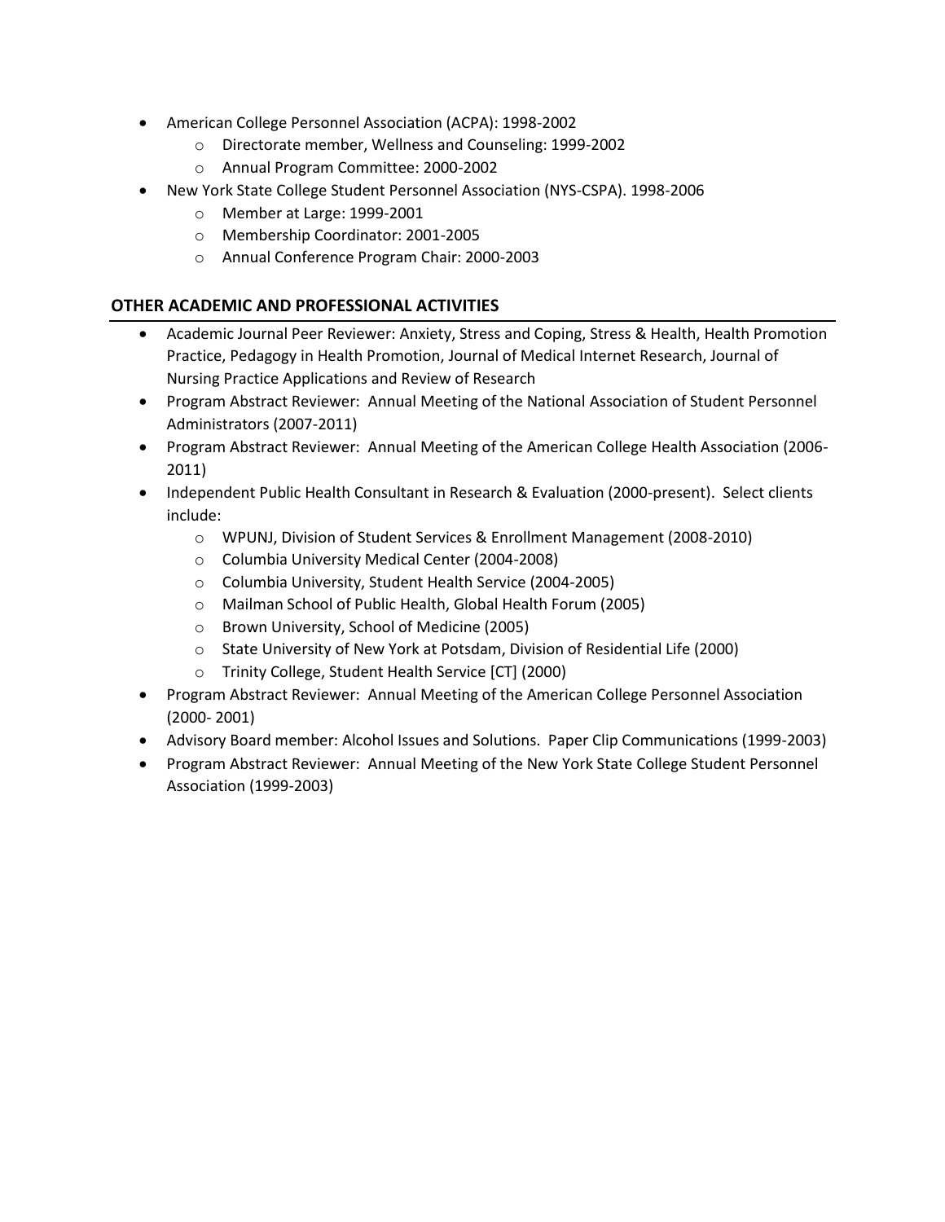- American College Personnel Association (ACPA): 1998-2002
  - Directorate member, Wellness and Counseling: 1999-2002
  - Annual Program Committee: 2000-2002
- New York State College Student Personnel Association (NYS-CSPA). 1998-2006
  - Member at Large: 1999-2001
  - Membership Coordinator: 2001-2005
  - Annual Conference Program Chair: 2000-2003

## OTHER ACADEMIC AND PROFESSIONAL ACTIVITIES

- Academic Journal Peer Reviewer: Anxiety, Stress and Coping, Stress & Health, Health Promotion Practice, Pedagogy in Health Promotion, Journal of Medical Internet Research, Journal of Nursing Practice Applications and Review of Research
- Program Abstract Reviewer: Annual Meeting of the National Association of Student Personnel Administrators (2007-2011)
- Program Abstract Reviewer: Annual Meeting of the American College Health Association (2006-2011)
- Independent Public Health Consultant in Research & Evaluation (2000-present). Select clients include:
  - WPUNJ, Division of Student Services & Enrollment Management (2008-2010)
  - Columbia University Medical Center (2004-2008)
  - Columbia University, Student Health Service (2004-2005)
  - Mailman School of Public Health, Global Health Forum (2005)
  - Brown University, School of Medicine (2005)
  - State University of New York at Potsdam, Division of Residential Life (2000)
  - Trinity College, Student Health Service [CT] (2000)
- Program Abstract Reviewer: Annual Meeting of the American College Personnel Association (2000- 2001)
- Advisory Board member: Alcohol Issues and Solutions. Paper Clip Communications (1999-2003)
- Program Abstract Reviewer: Annual Meeting of the New York State College Student Personnel Association (1999-2003)